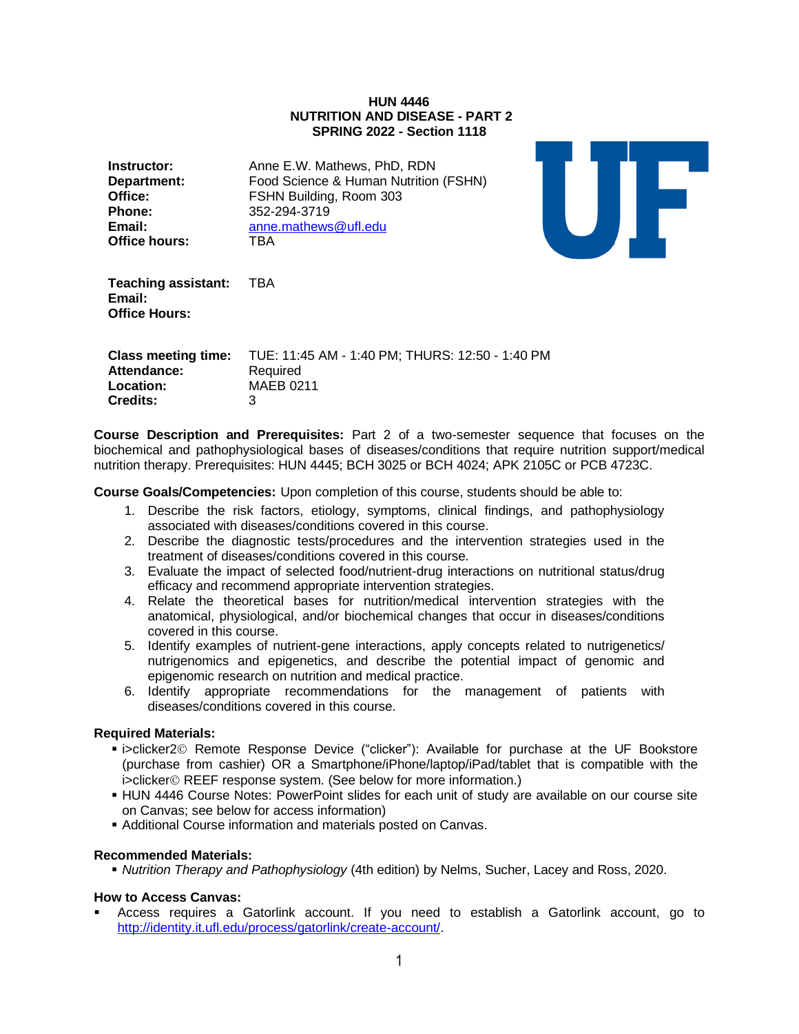# HUN 4446
## NUTRITION AND DISEASE - PART 2
## SPRING 2022 - Section 1118

**Instructor:** Anne E.W. Mathews, PhD, RDN
**Department:** Food Science & Human Nutrition (FSHN)
**Office:** FSHN Building, Room 303
**Phone:** 352-294-3719
**Email:** anne.mathews@ufl.edu
**Office hours:** TBA

**Teaching assistant:** TBA
**Email:**
**Office Hours:**

**Class meeting time:** TUE: 11:45 AM - 1:40 PM; THURS: 12:50 - 1:40 PM
**Attendance:** Required
**Location:** MAEB 0211
**Credits:** 3

**Course Description and Prerequisites:** Part 2 of a two-semester sequence that focuses on the biochemical and pathophysiological bases of diseases/conditions that require nutrition support/medical nutrition therapy. Prerequisites: HUN 4445; BCH 3025 or BCH 4024; APK 2105C or PCB 4723C.

**Course Goals/Competencies:** Upon completion of this course, students should be able to:

1. Describe the risk factors, etiology, symptoms, clinical findings, and pathophysiology associated with diseases/conditions covered in this course.
2. Describe the diagnostic tests/procedures and the intervention strategies used in the treatment of diseases/conditions covered in this course.
3. Evaluate the impact of selected food/nutrient-drug interactions on nutritional status/drug efficacy and recommend appropriate intervention strategies.
4. Relate the theoretical bases for nutrition/medical intervention strategies with the anatomical, physiological, and/or biochemical changes that occur in diseases/conditions covered in this course.
5. Identify examples of nutrient-gene interactions, apply concepts related to nutrigenetics/ nutrigenomics and epigenetics, and describe the potential impact of genomic and epigenomic research on nutrition and medical practice.
6. Identify appropriate recommendations for the management of patients with diseases/conditions covered in this course.

**Required Materials:**

- i>clicker2© Remote Response Device ("clicker"): Available for purchase at the UF Bookstore (purchase from cashier) OR a Smartphone/iPhone/laptop/iPad/tablet that is compatible with the i>clicker© REEF response system. (See below for more information.)
- HUN 4446 Course Notes: PowerPoint slides for each unit of study are available on our course site on Canvas; see below for access information)
- Additional Course information and materials posted on Canvas.

**Recommended Materials:**

- *Nutrition Therapy and Pathophysiology* (4th edition) by Nelms, Sucher, Lacey and Ross, 2020.

**How to Access Canvas:**

- Access requires a Gatorlink account. If you need to establish a Gatorlink account, go to http://identity.it.ufl.edu/process/gatorlink/create-account/.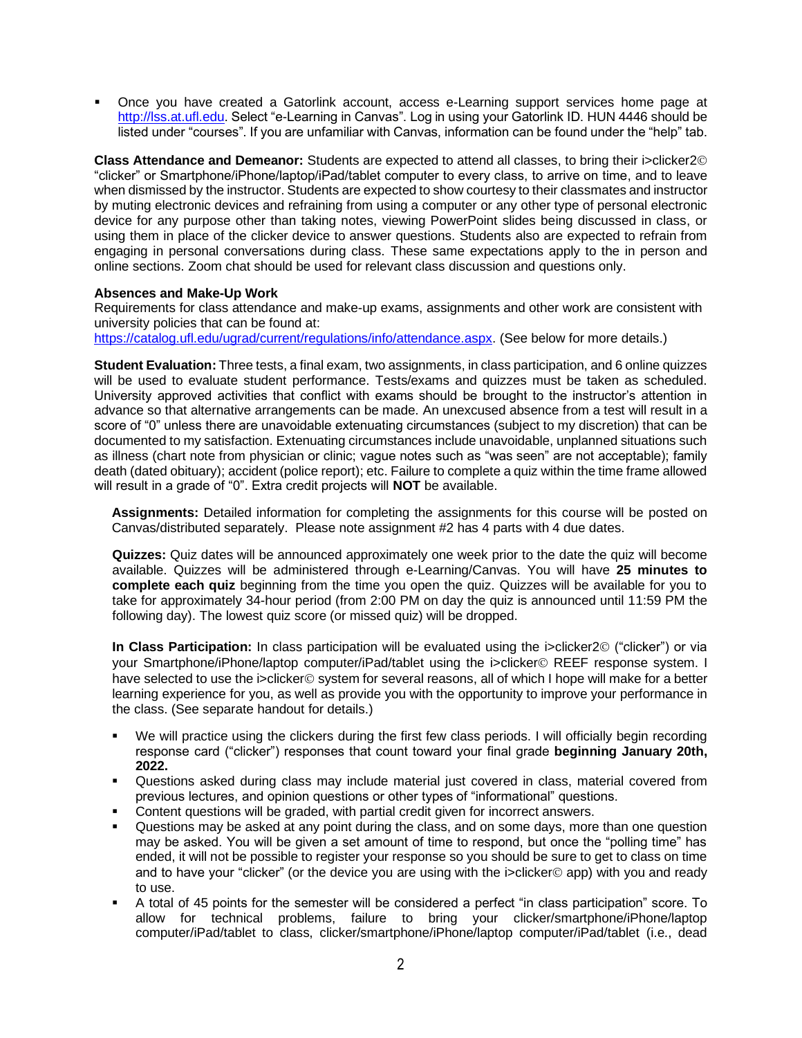- Once you have created a Gatorlink account, access e-Learning support services home page at http://lss.at.ufl.edu. Select "e-Learning in Canvas". Log in using your Gatorlink ID. HUN 4446 should be listed under "courses". If you are unfamiliar with Canvas, information can be found under the "help" tab.

**Class Attendance and Demeanor:** Students are expected to attend all classes, to bring their i>clicker2© "clicker" or Smartphone/iPhone/laptop/iPad/tablet computer to every class, to arrive on time, and to leave when dismissed by the instructor. Students are expected to show courtesy to their classmates and instructor by muting electronic devices and refraining from using a computer or any other type of personal electronic device for any purpose other than taking notes, viewing PowerPoint slides being discussed in class, or using them in place of the clicker device to answer questions. Students also are expected to refrain from engaging in personal conversations during class. These same expectations apply to the in person and online sections. Zoom chat should be used for relevant class discussion and questions only.

**Absences and Make-Up Work**

Requirements for class attendance and make-up exams, assignments and other work are consistent with university policies that can be found at:
https://catalog.ufl.edu/ugrad/current/regulations/info/attendance.aspx. (See below for more details.)

**Student Evaluation:** Three tests, a final exam, two assignments, in class participation, and 6 online quizzes will be used to evaluate student performance. Tests/exams and quizzes must be taken as scheduled. University approved activities that conflict with exams should be brought to the instructor's attention in advance so that alternative arrangements can be made. An unexcused absence from a test will result in a score of "0" unless there are unavoidable extenuating circumstances (subject to my discretion) that can be documented to my satisfaction. Extenuating circumstances include unavoidable, unplanned situations such as illness (chart note from physician or clinic; vague notes such as "was seen" are not acceptable); family death (dated obituary); accident (police report); etc. Failure to complete a quiz within the time frame allowed will result in a grade of "0". Extra credit projects will **NOT** be available.

**Assignments:** Detailed information for completing the assignments for this course will be posted on Canvas/distributed separately. Please note assignment #2 has 4 parts with 4 due dates.

**Quizzes:** Quiz dates will be announced approximately one week prior to the date the quiz will become available. Quizzes will be administered through e-Learning/Canvas. You will have **25 minutes to complete each quiz** beginning from the time you open the quiz. Quizzes will be available for you to take for approximately 34-hour period (from 2:00 PM on day the quiz is announced until 11:59 PM the following day). The lowest quiz score (or missed quiz) will be dropped.

**In Class Participation:** In class participation will be evaluated using the i>clicker2© ("clicker") or via your Smartphone/iPhone/laptop computer/iPad/tablet using the i>clicker© REEF response system. I have selected to use the i>clicker© system for several reasons, all of which I hope will make for a better learning experience for you, as well as provide you with the opportunity to improve your performance in the class. (See separate handout for details.)

- We will practice using the clickers during the first few class periods. I will officially begin recording response card ("clicker") responses that count toward your final grade **beginning January 20th, 2022.**
- Questions asked during class may include material just covered in class, material covered from previous lectures, and opinion questions or other types of "informational" questions.
- Content questions will be graded, with partial credit given for incorrect answers.
- Questions may be asked at any point during the class, and on some days, more than one question may be asked. You will be given a set amount of time to respond, but once the "polling time" has ended, it will not be possible to register your response so you should be sure to get to class on time and to have your "clicker" (or the device you are using with the i>clicker© app) with you and ready to use.
- A total of 45 points for the semester will be considered a perfect "in class participation" score. To allow for technical problems, failure to bring your clicker/smartphone/iPhone/laptop computer/iPad/tablet to class, clicker/smartphone/iPhone/laptop computer/iPad/tablet (i.e., dead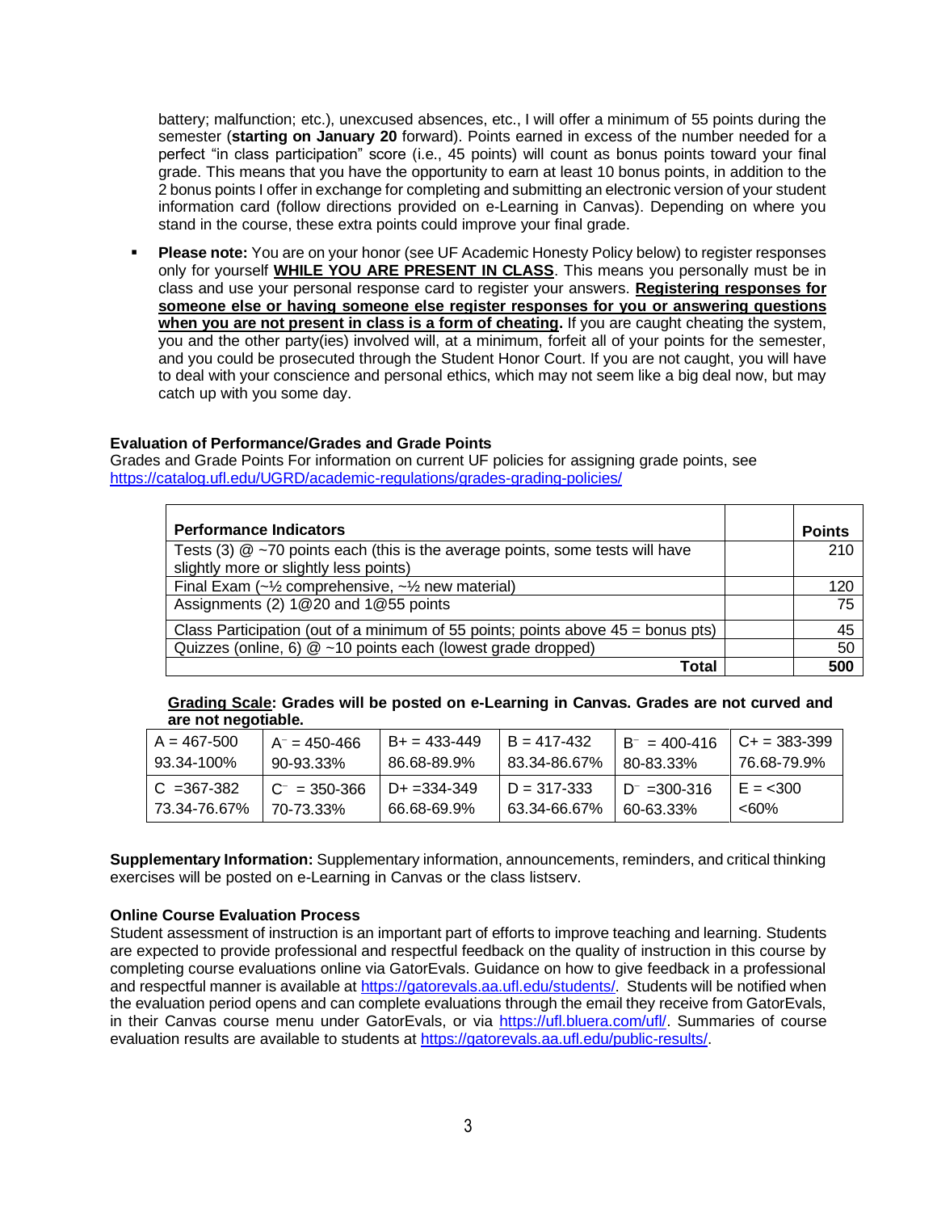battery; malfunction; etc.), unexcused absences, etc., I will offer a minimum of 55 points during the semester (**starting on January 20** forward). Points earned in excess of the number needed for a perfect "in class participation" score (i.e., 45 points) will count as bonus points toward your final grade. This means that you have the opportunity to earn at least 10 bonus points, in addition to the 2 bonus points I offer in exchange for completing and submitting an electronic version of your student information card (follow directions provided on e-Learning in Canvas). Depending on where you stand in the course, these extra points could improve your final grade.

- **Please note:** You are on your honor (see UF Academic Honesty Policy below) to register responses only for yourself **WHILE YOU ARE PRESENT IN CLASS**. This means you personally must be in class and use your personal response card to register your answers. **Registering responses for someone else or having someone else register responses for you or answering questions when you are not present in class is a form of cheating.** If you are caught cheating the system, you and the other party(ies) involved will, at a minimum, forfeit all of your points for the semester, and you could be prosecuted through the Student Honor Court. If you are not caught, you will have to deal with your conscience and personal ethics, which may not seem like a big deal now, but may catch up with you some day.

### Evaluation of Performance/Grades and Grade Points

Grades and Grade Points For information on current UF policies for assigning grade points, see https://catalog.ufl.edu/UGRD/academic-regulations/grades-grading-policies/

| Performance Indicators | | Points |
|---|---|---|
| Tests (3) @ ~70 points each (this is the average points, some tests will have slightly more or slightly less points) | | 210 |
| Final Exam (~½ comprehensive, ~½ new material) | | 120 |
| Assignments (2) 1@20 and 1@55 points | | 75 |
| Class Participation (out of a minimum of 55 points; points above 45 = bonus pts) | | 45 |
| Quizzes (online, 6) @ ~10 points each (lowest grade dropped) | | 50 |
| **Total** | | **500** |

**Grading Scale: Grades will be posted on e-Learning in Canvas. Grades are not curved and are not negotiable.**

| A = 467-500<br>93.34-100% | A⁻ = 450-466<br>90-93.33% | B+ = 433-449<br>86.68-89.9% | B = 417-432<br>83.34-86.67% | B⁻ = 400-416<br>80-83.33% | C+ = 383-399<br>76.68-79.9% |
|---|---|---|---|---|---|
| C =367-382<br>73.34-76.67% | C⁻ = 350-366<br>70-73.33% | D+ =334-349<br>66.68-69.9% | D = 317-333<br>63.34-66.67% | D⁻ =300-316<br>60-63.33% | E = <300<br><60% |

**Supplementary Information:** Supplementary information, announcements, reminders, and critical thinking exercises will be posted on e-Learning in Canvas or the class listserv.

### Online Course Evaluation Process

Student assessment of instruction is an important part of efforts to improve teaching and learning. Students are expected to provide professional and respectful feedback on the quality of instruction in this course by completing course evaluations online via GatorEvals. Guidance on how to give feedback in a professional and respectful manner is available at https://gatorevals.aa.ufl.edu/students/. Students will be notified when the evaluation period opens and can complete evaluations through the email they receive from GatorEvals, in their Canvas course menu under GatorEvals, or via https://ufl.bluera.com/ufl/. Summaries of course evaluation results are available to students at https://gatorevals.aa.ufl.edu/public-results/.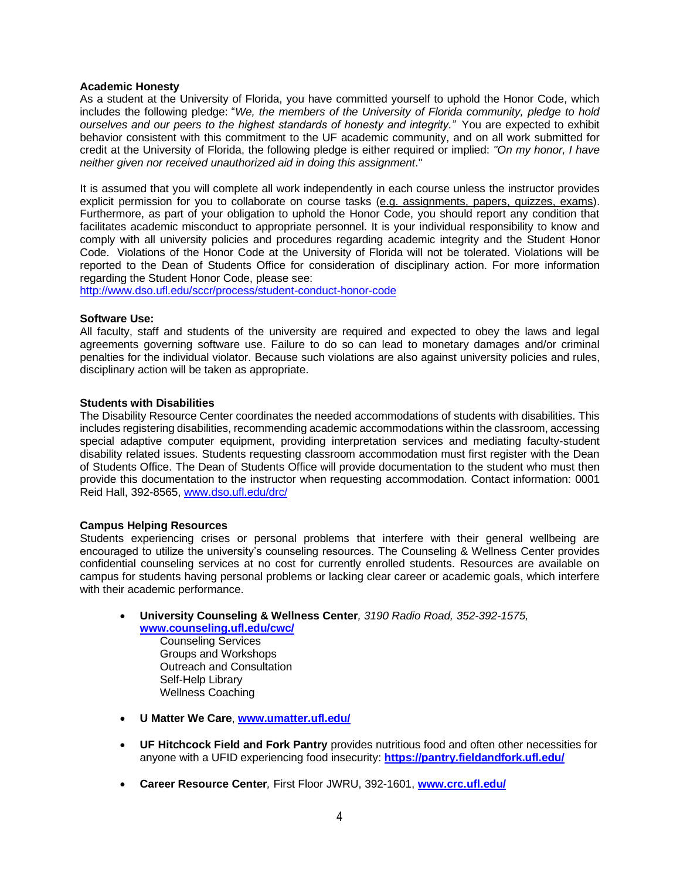**Academic Honesty**
As a student at the University of Florida, you have committed yourself to uphold the Honor Code, which includes the following pledge: "*We, the members of the University of Florida community, pledge to hold ourselves and our peers to the highest standards of honesty and integrity."* You are expected to exhibit behavior consistent with this commitment to the UF academic community, and on all work submitted for credit at the University of Florida, the following pledge is either required or implied: *"On my honor, I have neither given nor received unauthorized aid in doing this assignment*."

It is assumed that you will complete all work independently in each course unless the instructor provides explicit permission for you to collaborate on course tasks (e.g. assignments, papers, quizzes, exams). Furthermore, as part of your obligation to uphold the Honor Code, you should report any condition that facilitates academic misconduct to appropriate personnel. It is your individual responsibility to know and comply with all university policies and procedures regarding academic integrity and the Student Honor Code. Violations of the Honor Code at the University of Florida will not be tolerated. Violations will be reported to the Dean of Students Office for consideration of disciplinary action. For more information regarding the Student Honor Code, please see:
http://www.dso.ufl.edu/sccr/process/student-conduct-honor-code

**Software Use:**
All faculty, staff and students of the university are required and expected to obey the laws and legal agreements governing software use. Failure to do so can lead to monetary damages and/or criminal penalties for the individual violator. Because such violations are also against university policies and rules, disciplinary action will be taken as appropriate.

**Students with Disabilities**
The Disability Resource Center coordinates the needed accommodations of students with disabilities. This includes registering disabilities, recommending academic accommodations within the classroom, accessing special adaptive computer equipment, providing interpretation services and mediating faculty-student disability related issues. Students requesting classroom accommodation must first register with the Dean of Students Office. The Dean of Students Office will provide documentation to the student who must then provide this documentation to the instructor when requesting accommodation. Contact information: 0001 Reid Hall, 392-8565, www.dso.ufl.edu/drc/

**Campus Helping Resources**
Students experiencing crises or personal problems that interfere with their general wellbeing are encouraged to utilize the university's counseling resources. The Counseling & Wellness Center provides confidential counseling services at no cost for currently enrolled students. Resources are available on campus for students having personal problems or lacking clear career or academic goals, which interfere with their academic performance.

- **University Counseling & Wellness Center***, 3190 Radio Road, 352-392-1575,* **www.counseling.ufl.edu/cwc/**
  - Counseling Services
  - Groups and Workshops
  - Outreach and Consultation
  - Self-Help Library
  - Wellness Coaching
- **U Matter We Care**, **www.umatter.ufl.edu/**
- **UF Hitchcock Field and Fork Pantry** provides nutritious food and often other necessities for anyone with a UFID experiencing food insecurity: **https://pantry.fieldandfork.ufl.edu/**
- **Career Resource Center***,* First Floor JWRU, 392-1601, **www.crc.ufl.edu/**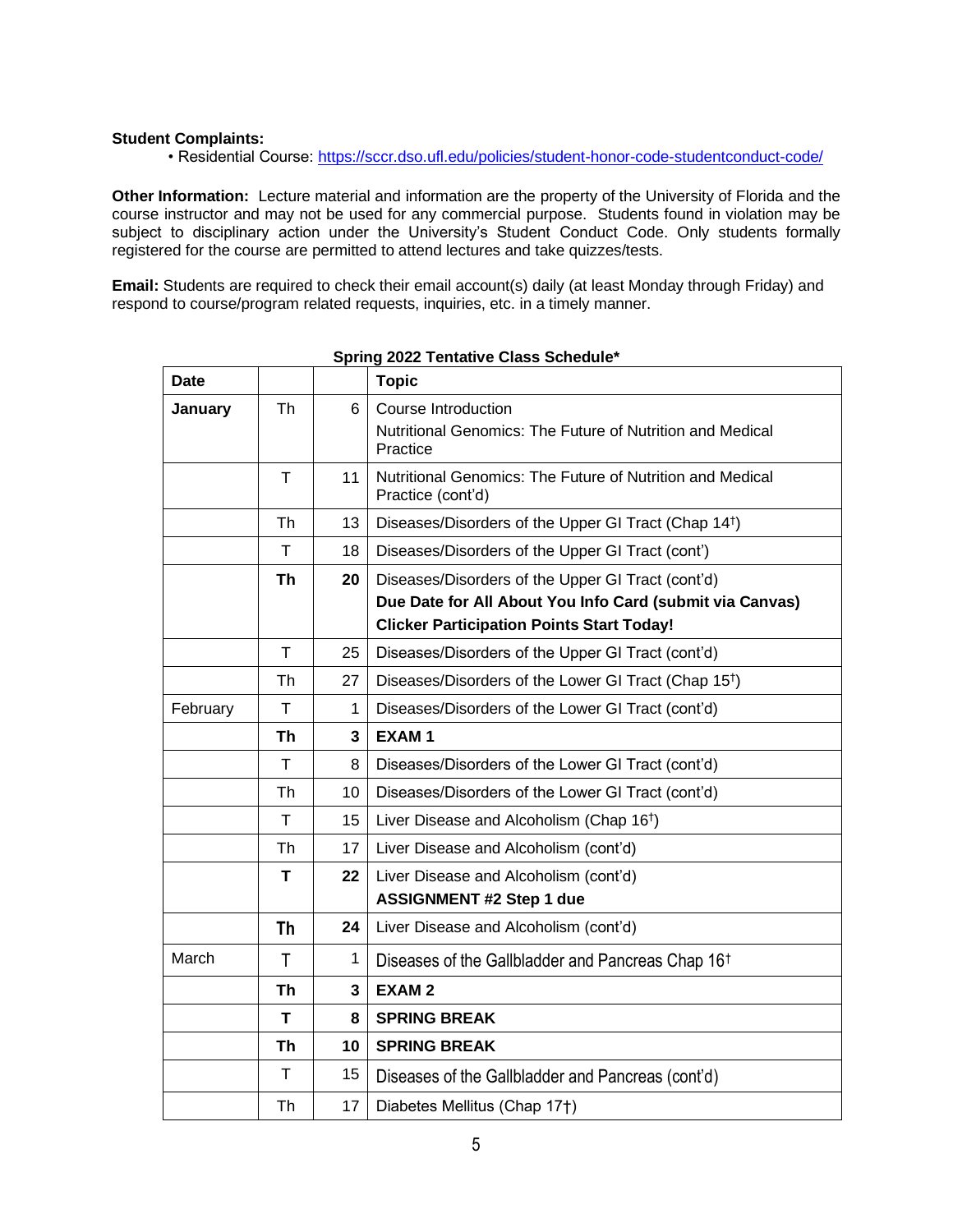**Student Complaints:**

• Residential Course: https://sccr.dso.ufl.edu/policies/student-honor-code-studentconduct-code/

**Other Information:** Lecture material and information are the property of the University of Florida and the course instructor and may not be used for any commercial purpose. Students found in violation may be subject to disciplinary action under the University's Student Conduct Code. Only students formally registered for the course are permitted to attend lectures and take quizzes/tests.

**Email:** Students are required to check their email account(s) daily (at least Monday through Friday) and respond to course/program related requests, inquiries, etc. in a timely manner.

**Spring 2022 Tentative Class Schedule***

| Date | | | Topic |
|---|---|---|---|
| **January** | Th | 6 | Course Introduction<br>Nutritional Genomics: The Future of Nutrition and Medical Practice |
| | T | 11 | Nutritional Genomics: The Future of Nutrition and Medical Practice (cont'd) |
| | Th | 13 | Diseases/Disorders of the Upper GI Tract (Chap 14†) |
| | T | 18 | Diseases/Disorders of the Upper GI Tract (cont') |
| | **Th** | **20** | Diseases/Disorders of the Upper GI Tract (cont'd)<br>**Due Date for All About You Info Card (submit via Canvas)**<br>**Clicker Participation Points Start Today!** |
| | T | 25 | Diseases/Disorders of the Upper GI Tract (cont'd) |
| | Th | 27 | Diseases/Disorders of the Lower GI Tract (Chap 15†) |
| February | T | 1 | Diseases/Disorders of the Lower GI Tract (cont'd) |
| | **Th** | **3** | **EXAM 1** |
| | T | 8 | Diseases/Disorders of the Lower GI Tract (cont'd) |
| | Th | 10 | Diseases/Disorders of the Lower GI Tract (cont'd) |
| | T | 15 | Liver Disease and Alcoholism (Chap 16†) |
| | Th | 17 | Liver Disease and Alcoholism (cont'd) |
| | **T** | **22** | Liver Disease and Alcoholism (cont'd)<br>**ASSIGNMENT #2 Step 1 due** |
| | **Th** | **24** | Liver Disease and Alcoholism (cont'd) |
| March | T | 1 | Diseases of the Gallbladder and Pancreas Chap 16† |
| | **Th** | **3** | **EXAM 2** |
| | **T** | **8** | **SPRING BREAK** |
| | **Th** | **10** | **SPRING BREAK** |
| | T | 15 | Diseases of the Gallbladder and Pancreas (cont'd) |
| | Th | 17 | Diabetes Mellitus (Chap 17†) |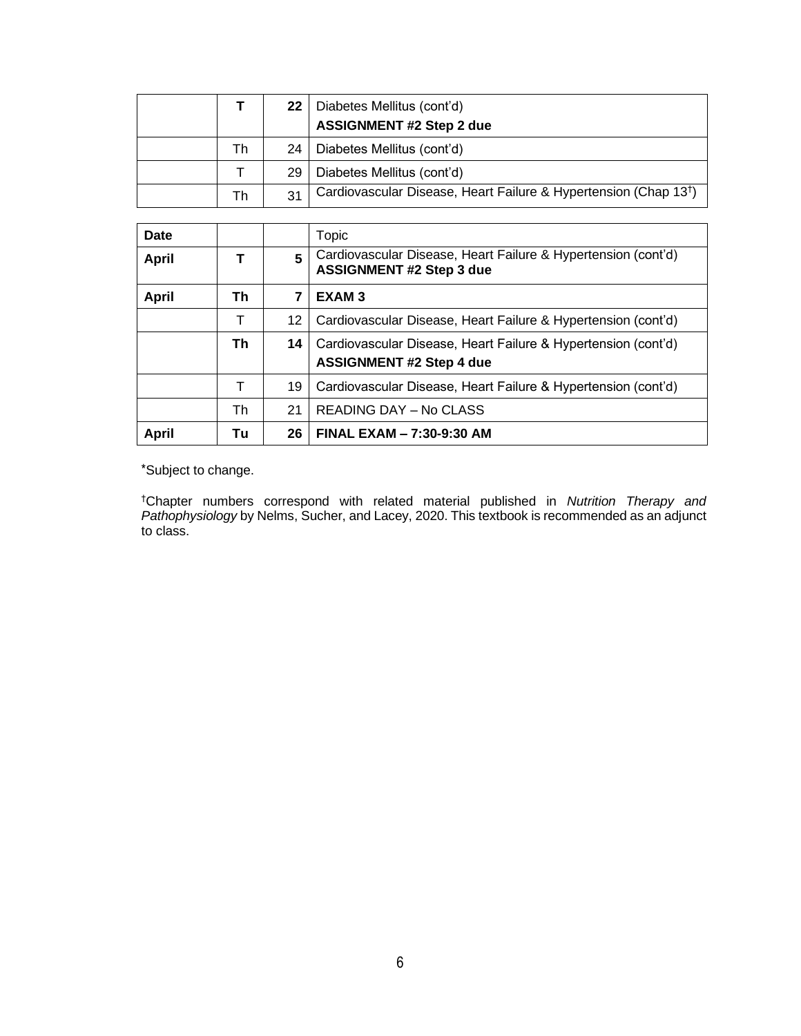| | | | |
|---|---|---|---|
| | **T** | **22** | Diabetes Mellitus (cont'd)<br>**ASSIGNMENT #2 Step 2 due** |
| | Th | 24 | Diabetes Mellitus (cont'd) |
| | T | 29 | Diabetes Mellitus (cont'd) |
| | Th | 31 | Cardiovascular Disease, Heart Failure & Hypertension (Chap 13[†]) |

| **Date** | | | Topic |
|---|---|---|---|
| **April** | **T** | **5** | Cardiovascular Disease, Heart Failure & Hypertension (cont'd)<br>**ASSIGNMENT #2 Step 3 due** |
| **April** | **Th** | **7** | **EXAM 3** |
| | T | 12 | Cardiovascular Disease, Heart Failure & Hypertension (cont'd) |
| | **Th** | **14** | Cardiovascular Disease, Heart Failure & Hypertension (cont'd)<br>**ASSIGNMENT #2 Step 4 due** |
| | T | 19 | Cardiovascular Disease, Heart Failure & Hypertension (cont'd) |
| | Th | 21 | READING DAY – No CLASS |
| **April** | **Tu** | **26** | **FINAL EXAM – 7:30-9:30 AM** |

*Subject to change.

[†]Chapter numbers correspond with related material published in *Nutrition Therapy and Pathophysiology* by Nelms, Sucher, and Lacey, 2020. This textbook is recommended as an adjunct to class.